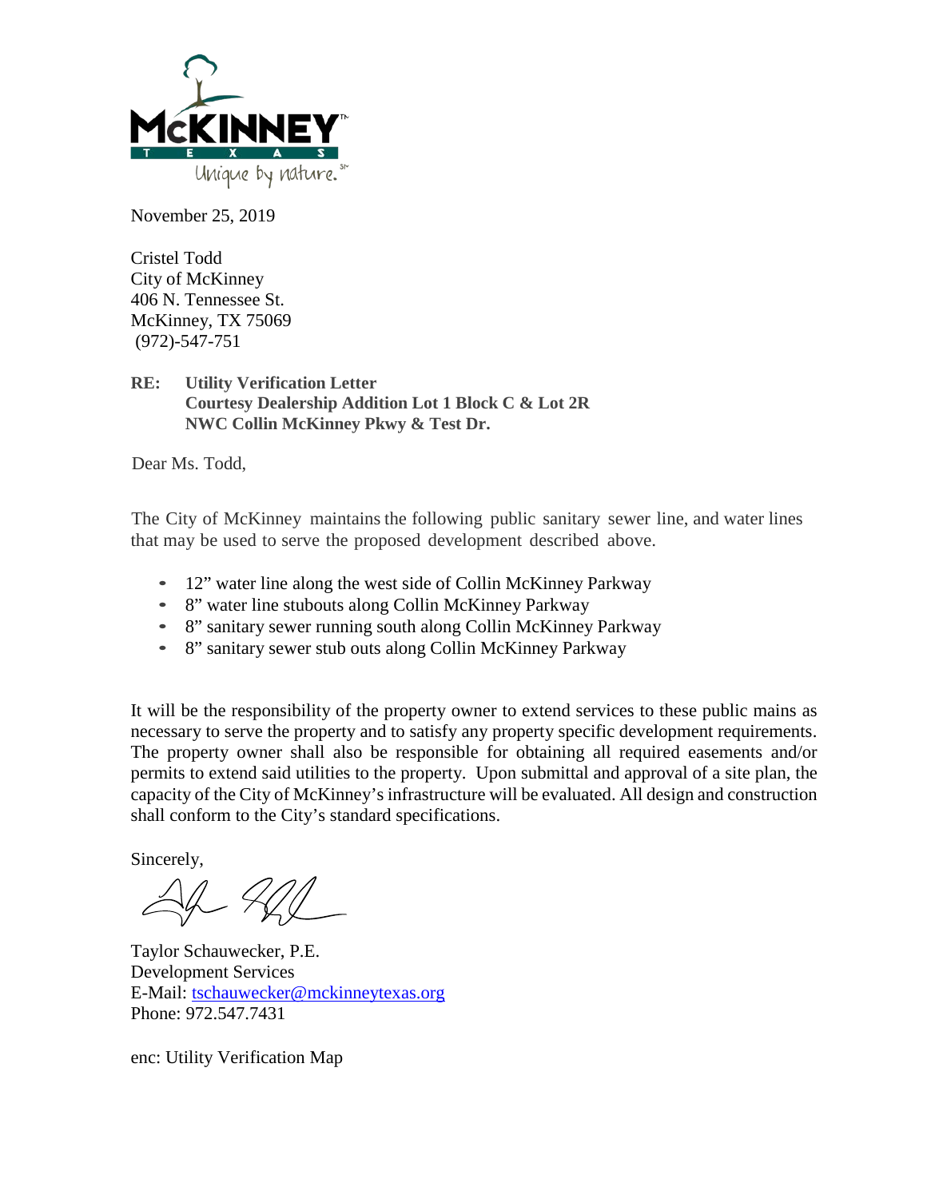November 25, 2019

Cristel Todd
City of McKinney
406 N. Tennessee St.
McKinney, TX 75069
(972)-547-751

**RE: Utility Verification Letter**
**Courtesy Dealership Addition Lot 1 Block C & Lot 2R**
**NWC Collin McKinney Pkwy & Test Dr.**

Dear Ms. Todd,

The City of McKinney maintains the following public sanitary sewer line, and water lines that may be used to serve the proposed development described above.

- 12" water line along the west side of Collin McKinney Parkway
- 8" water line stubouts along Collin McKinney Parkway
- 8" sanitary sewer running south along Collin McKinney Parkway
- 8" sanitary sewer stub outs along Collin McKinney Parkway

It will be the responsibility of the property owner to extend services to these public mains as necessary to serve the property and to satisfy any property specific development requirements. The property owner shall also be responsible for obtaining all required easements and/or permits to extend said utilities to the property. Upon submittal and approval of a site plan, the capacity of the City of McKinney's infrastructure will be evaluated. All design and construction shall conform to the City's standard specifications.

Sincerely,

Taylor Schauwecker, P.E.
Development Services
E-Mail: tschauwecker@mckinneytexas.org
Phone: 972.547.7431

enc: Utility Verification Map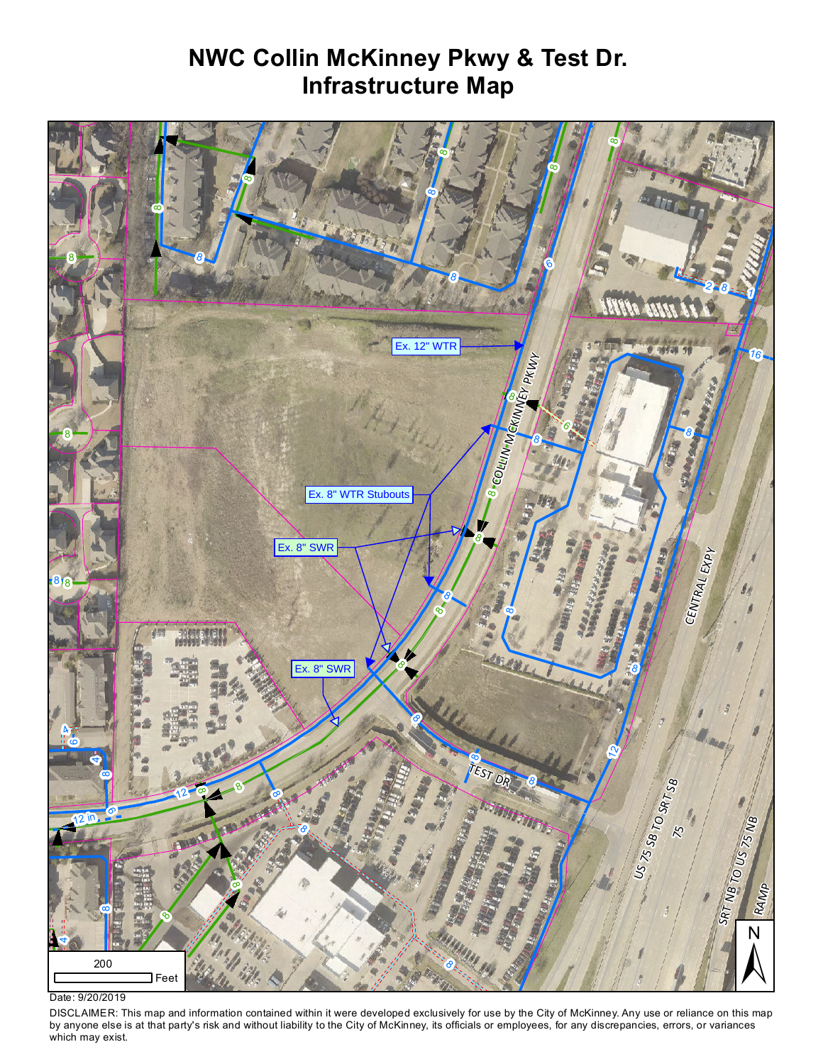# NWC Collin McKinney Pkwy & Test Dr.
# Infrastructure Map

Ex. 12" WTR

Ex. 8" WTR Stubouts

Ex. 8" SWR

Ex. 8" SWR

COLLIN MCKINNEY PKWY

TEST DR

CENTRAL EXPY

US 75 SB TO SRT SB

75

SRT NB TO US 75 NB

RAMP

12 in

200

Feet

N

Date: 9/20/2019

DISCLAIMER: This map and information contained within it were developed exclusively for use by the City of McKinney. Any use or reliance on this map by anyone else is at that party's risk and without liability to the City of McKinney, its officials or employees, for any discrepancies, errors, or variances which may exist.